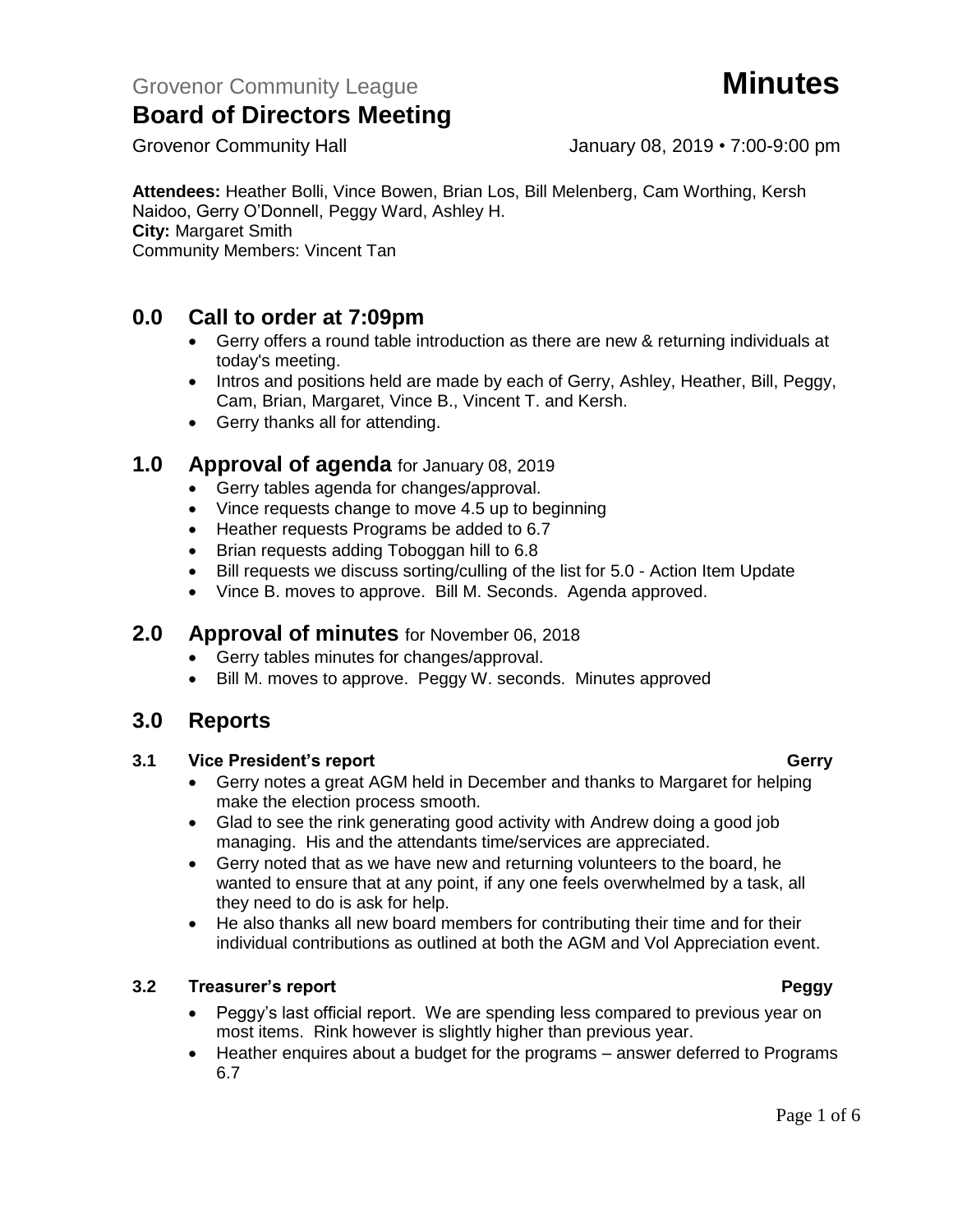Grovenor Community League **Minutes**

# Board of Directors Meeting

Grovenor Community Hall January 08, 2019 • 7:00-9:00 pm

**Attendees:** Heather Bolli, Vince Bowen, Brian Los, Bill Melenberg, Cam Worthing, Kersh Naidoo, Gerry O'Donnell, Peggy Ward, Ashley H.
**City:** Margaret Smith
Community Members: Vincent Tan

## 0.0 Call to order at 7:09pm

- Gerry offers a round table introduction as there are new & returning individuals at today's meeting.
- Intros and positions held are made by each of Gerry, Ashley, Heather, Bill, Peggy, Cam, Brian, Margaret, Vince B., Vincent T. and Kersh.
- Gerry thanks all for attending.

## 1.0 Approval of agenda for January 08, 2019

- Gerry tables agenda for changes/approval.
- Vince requests change to move 4.5 up to beginning
- Heather requests Programs be added to 6.7
- Brian requests adding Toboggan hill to 6.8
- Bill requests we discuss sorting/culling of the list for 5.0 - Action Item Update
- Vince B. moves to approve. Bill M. Seconds. Agenda approved.

## 2.0 Approval of minutes for November 06, 2018

- Gerry tables minutes for changes/approval.
- Bill M. moves to approve. Peggy W. seconds. Minutes approved

## 3.0 Reports

### 3.1 Vice President's report — Gerry

- Gerry notes a great AGM held in December and thanks to Margaret for helping make the election process smooth.
- Glad to see the rink generating good activity with Andrew doing a good job managing. His and the attendants time/services are appreciated.
- Gerry noted that as we have new and returning volunteers to the board, he wanted to ensure that at any point, if any one feels overwhelmed by a task, all they need to do is ask for help.
- He also thanks all new board members for contributing their time and for their individual contributions as outlined at both the AGM and Vol Appreciation event.

### 3.2 Treasurer's report — Peggy

- Peggy's last official report. We are spending less compared to previous year on most items. Rink however is slightly higher than previous year.
- Heather enquires about a budget for the programs – answer deferred to Programs 6.7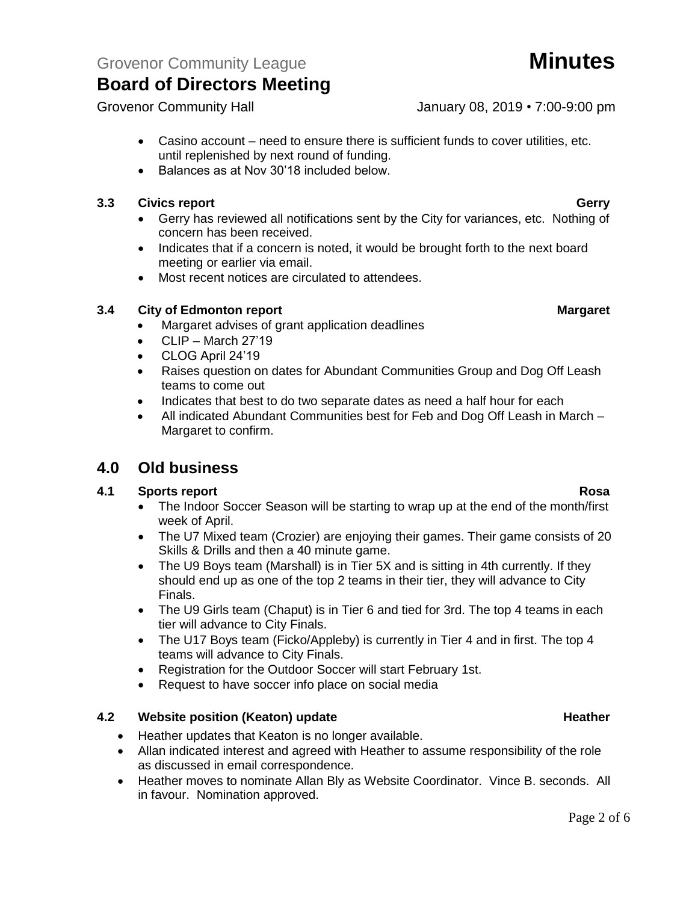- Casino account – need to ensure there is sufficient funds to cover utilities, etc. until replenished by next round of funding.
- Balances as at Nov 30'18 included below.

### 3.3 Civics report — Gerry

- Gerry has reviewed all notifications sent by the City for variances, etc. Nothing of concern has been received.
- Indicates that if a concern is noted, it would be brought forth to the next board meeting or earlier via email.
- Most recent notices are circulated to attendees.

### 3.4 City of Edmonton report — Margaret

- Margaret advises of grant application deadlines
- CLIP – March 27'19
- CLOG April 24'19
- Raises question on dates for Abundant Communities Group and Dog Off Leash teams to come out
- Indicates that best to do two separate dates as need a half hour for each
- All indicated Abundant Communities best for Feb and Dog Off Leash in March – Margaret to confirm.

## 4.0 Old business

### 4.1 Sports report — Rosa

- The Indoor Soccer Season will be starting to wrap up at the end of the month/first week of April.
- The U7 Mixed team (Crozier) are enjoying their games. Their game consists of 20 Skills & Drills and then a 40 minute game.
- The U9 Boys team (Marshall) is in Tier 5X and is sitting in 4th currently. If they should end up as one of the top 2 teams in their tier, they will advance to City Finals.
- The U9 Girls team (Chaput) is in Tier 6 and tied for 3rd. The top 4 teams in each tier will advance to City Finals.
- The U17 Boys team (Ficko/Appleby) is currently in Tier 4 and in first. The top 4 teams will advance to City Finals.
- Registration for the Outdoor Soccer will start February 1st.
- Request to have soccer info place on social media

### 4.2 Website position (Keaton) update — Heather

- Heather updates that Keaton is no longer available.
- Allan indicated interest and agreed with Heather to assume responsibility of the role as discussed in email correspondence.
- Heather moves to nominate Allan Bly as Website Coordinator. Vince B. seconds. All in favour. Nomination approved.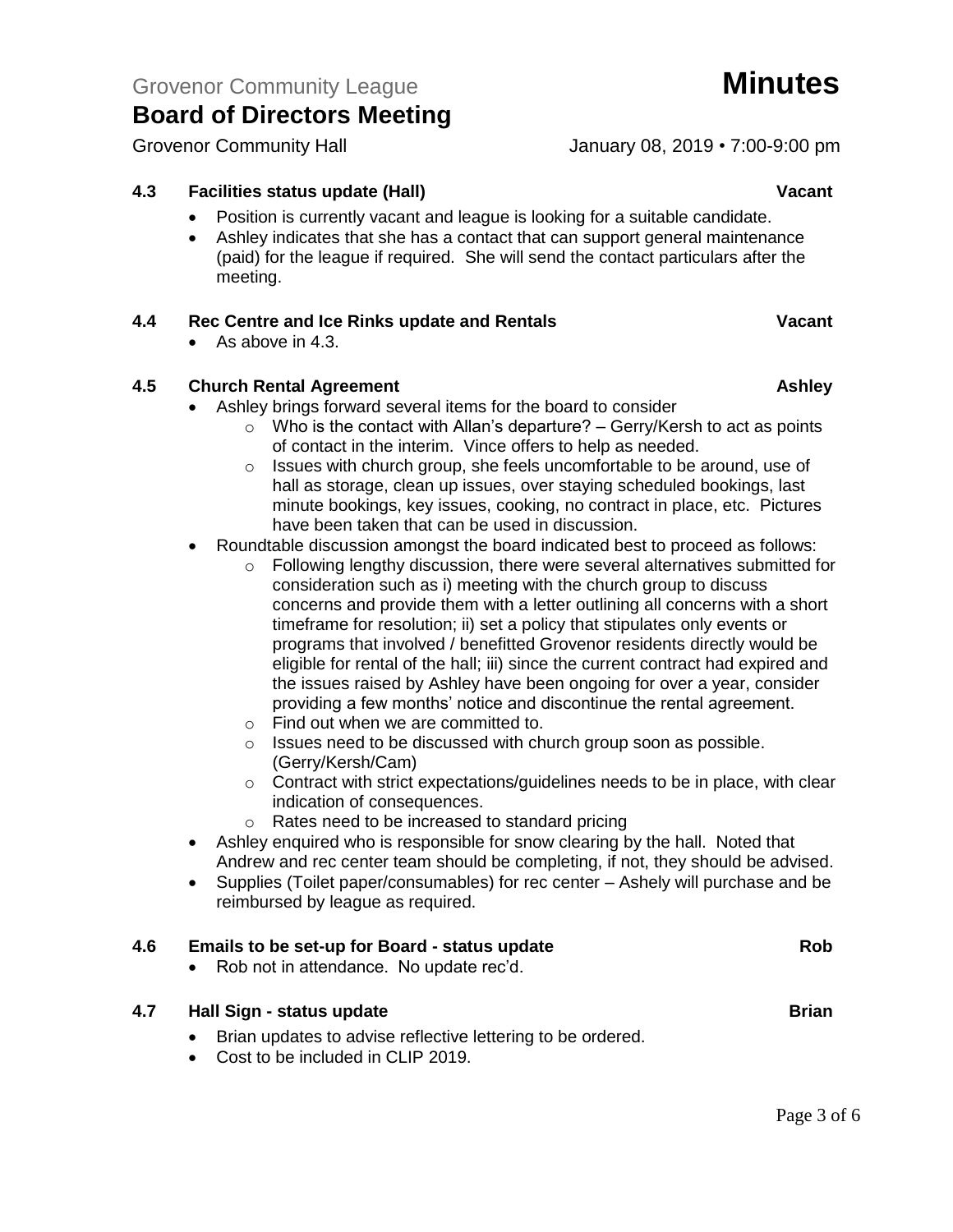Grovenor Community League **Minutes**

# Board of Directors Meeting

Grovenor Community Hall January 08, 2019 • 7:00-9:00 pm

### 4.3 Facilities status update (Hall) — Vacant

- Position is currently vacant and league is looking for a suitable candidate.
- Ashley indicates that she has a contact that can support general maintenance (paid) for the league if required. She will send the contact particulars after the meeting.

### 4.4 Rec Centre and Ice Rinks update and Rentals — Vacant

- As above in 4.3.

### 4.5 Church Rental Agreement — Ashley

- Ashley brings forward several items for the board to consider
  - Who is the contact with Allan's departure? – Gerry/Kersh to act as points of contact in the interim. Vince offers to help as needed.
  - Issues with church group, she feels uncomfortable to be around, use of hall as storage, clean up issues, over staying scheduled bookings, last minute bookings, key issues, cooking, no contract in place, etc. Pictures have been taken that can be used in discussion.
- Roundtable discussion amongst the board indicated best to proceed as follows:
  - Following lengthy discussion, there were several alternatives submitted for consideration such as i) meeting with the church group to discuss concerns and provide them with a letter outlining all concerns with a short timeframe for resolution; ii) set a policy that stipulates only events or programs that involved / benefitted Grovenor residents directly would be eligible for rental of the hall; iii) since the current contract had expired and the issues raised by Ashley have been ongoing for over a year, consider providing a few months' notice and discontinue the rental agreement.
  - Find out when we are committed to.
  - Issues need to be discussed with church group soon as possible. (Gerry/Kersh/Cam)
  - Contract with strict expectations/guidelines needs to be in place, with clear indication of consequences.
  - Rates need to be increased to standard pricing
- Ashley enquired who is responsible for snow clearing by the hall. Noted that Andrew and rec center team should be completing, if not, they should be advised.
- Supplies (Toilet paper/consumables) for rec center – Ashely will purchase and be reimbursed by league as required.

### 4.6 Emails to be set-up for Board - status update — Rob

- Rob not in attendance. No update rec'd.

### 4.7 Hall Sign - status update — Brian

- Brian updates to advise reflective lettering to be ordered.
- Cost to be included in CLIP 2019.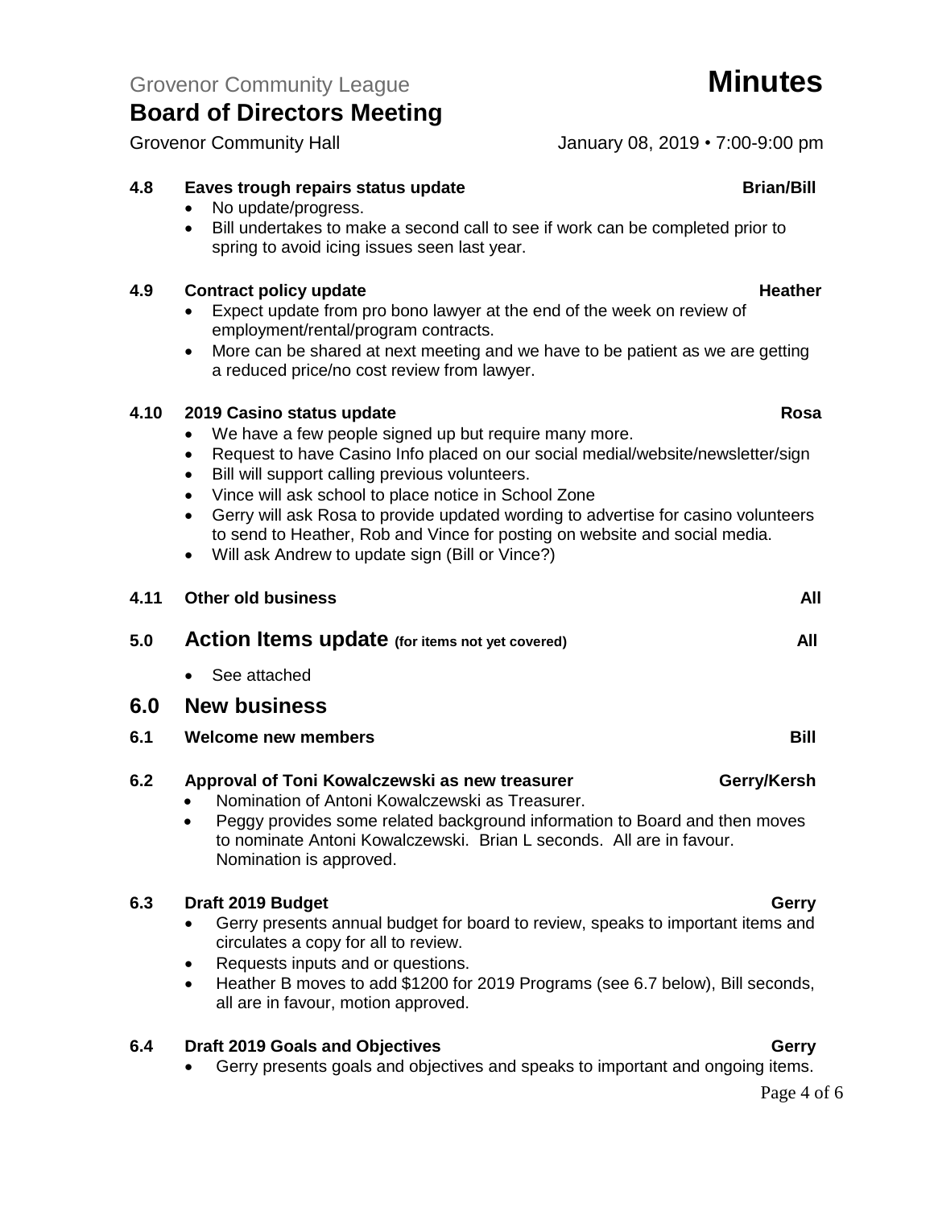Grovenor Community League **Minutes**

# Board of Directors Meeting

Grovenor Community Hall January 08, 2019 • 7:00-9:00 pm

**4.8 Eaves trough repairs status update** **Brian/Bill**

- No update/progress.
- Bill undertakes to make a second call to see if work can be completed prior to spring to avoid icing issues seen last year.

**4.9 Contract policy update** **Heather**

- Expect update from pro bono lawyer at the end of the week on review of employment/rental/program contracts.
- More can be shared at next meeting and we have to be patient as we are getting a reduced price/no cost review from lawyer.

**4.10 2019 Casino status update** **Rosa**

- We have a few people signed up but require many more.
- Request to have Casino Info placed on our social medial/website/newsletter/sign
- Bill will support calling previous volunteers.
- Vince will ask school to place notice in School Zone
- Gerry will ask Rosa to provide updated wording to advertise for casino volunteers to send to Heather, Rob and Vince for posting on website and social media.
- Will ask Andrew to update sign (Bill or Vince?)

**4.11 Other old business** **All**

## 5.0 Action Items update (for items not yet covered) All

- See attached

## 6.0 New business

**6.1 Welcome new members** **Bill**

**6.2 Approval of Toni Kowalczewski as new treasurer** **Gerry/Kersh**

- Nomination of Antoni Kowalczewski as Treasurer.
- Peggy provides some related background information to Board and then moves to nominate Antoni Kowalczewski. Brian L seconds. All are in favour. Nomination is approved.

**6.3 Draft 2019 Budget** **Gerry**

- Gerry presents annual budget for board to review, speaks to important items and circulates a copy for all to review.
- Requests inputs and or questions.
- Heather B moves to add $1200 for 2019 Programs (see 6.7 below), Bill seconds, all are in favour, motion approved.

**6.4 Draft 2019 Goals and Objectives** **Gerry**

- Gerry presents goals and objectives and speaks to important and ongoing items.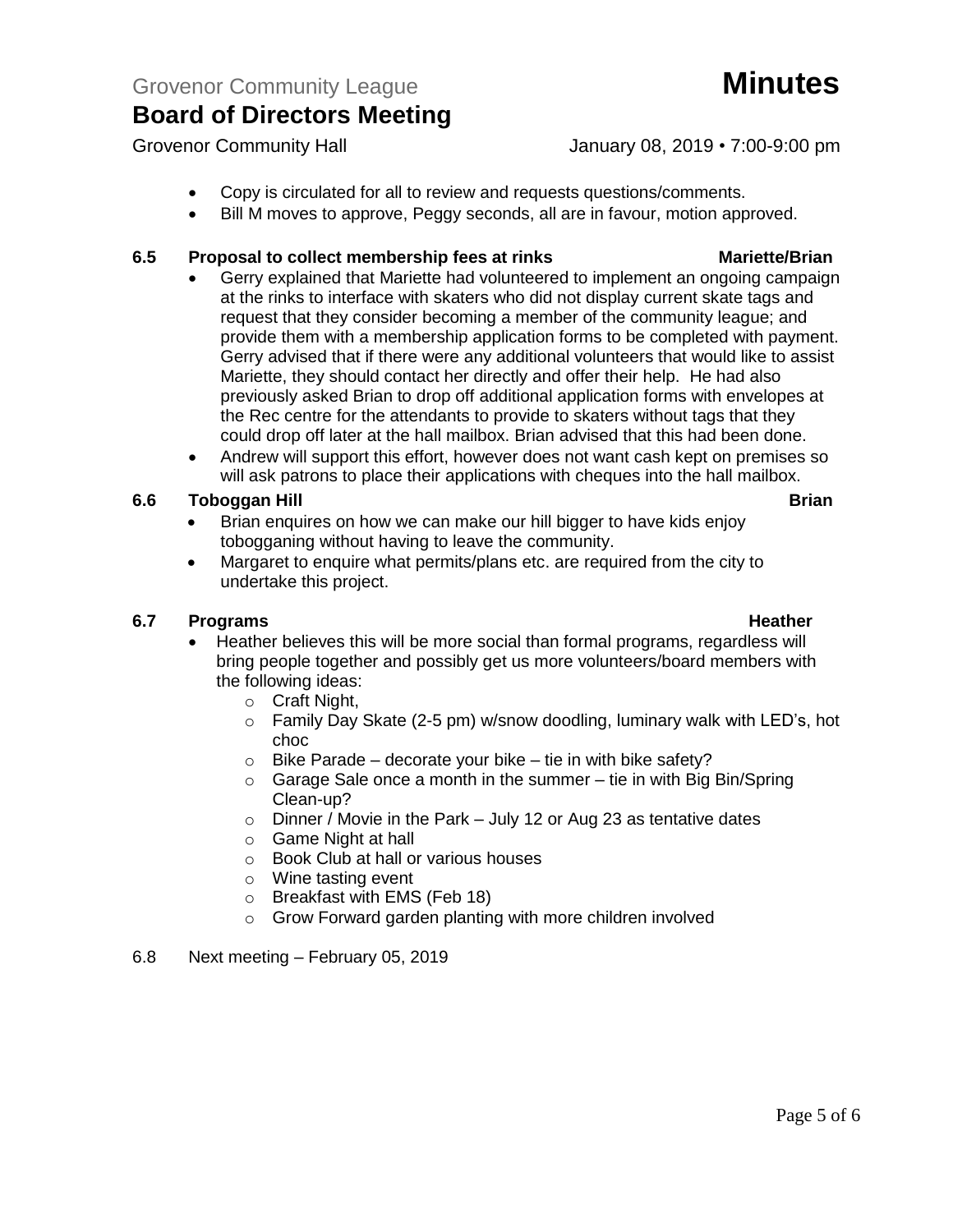- Copy is circulated for all to review and requests questions/comments.
- Bill M moves to approve, Peggy seconds, all are in favour, motion approved.

**6.5 Proposal to collect membership fees at rinks — Mariette/Brian**

- Gerry explained that Mariette had volunteered to implement an ongoing campaign at the rinks to interface with skaters who did not display current skate tags and request that they consider becoming a member of the community league; and provide them with a membership application forms to be completed with payment. Gerry advised that if there were any additional volunteers that would like to assist Mariette, they should contact her directly and offer their help. He had also previously asked Brian to drop off additional application forms with envelopes at the Rec centre for the attendants to provide to skaters without tags that they could drop off later at the hall mailbox. Brian advised that this had been done.
- Andrew will support this effort, however does not want cash kept on premises so will ask patrons to place their applications with cheques into the hall mailbox.

**6.6 Toboggan Hill — Brian**

- Brian enquires on how we can make our hill bigger to have kids enjoy tobogganing without having to leave the community.
- Margaret to enquire what permits/plans etc. are required from the city to undertake this project.

**6.7 Programs — Heather**

- Heather believes this will be more social than formal programs, regardless will bring people together and possibly get us more volunteers/board members with the following ideas:
  - Craft Night,
  - Family Day Skate (2-5 pm) w/snow doodling, luminary walk with LED's, hot choc
  - Bike Parade – decorate your bike – tie in with bike safety?
  - Garage Sale once a month in the summer – tie in with Big Bin/Spring Clean-up?
  - Dinner / Movie in the Park – July 12 or Aug 23 as tentative dates
  - Game Night at hall
  - Book Club at hall or various houses
  - Wine tasting event
  - Breakfast with EMS (Feb 18)
  - Grow Forward garden planting with more children involved

6.8 Next meeting – February 05, 2019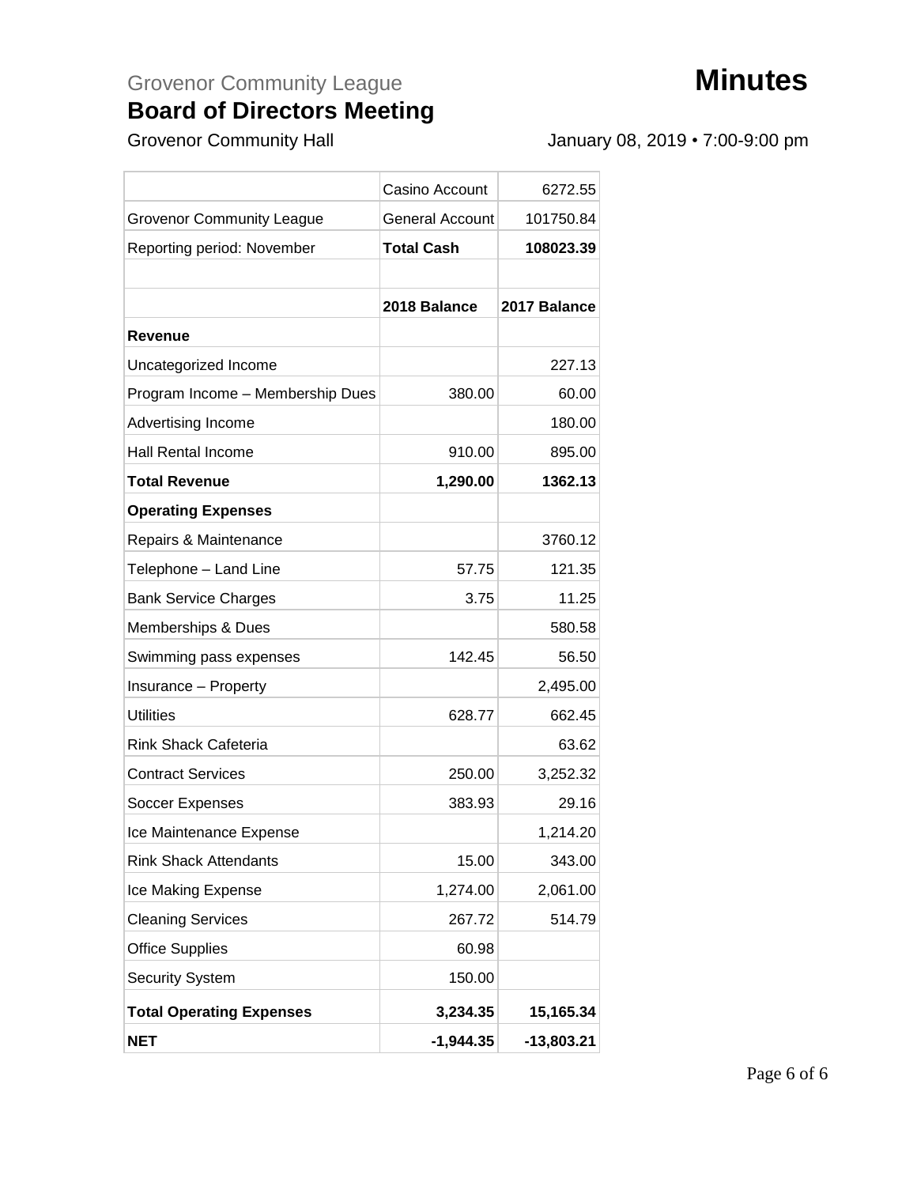Grovenor Community League

# Board of Directors Meeting

# Minutes

Grovenor Community Hall

January 08, 2019 • 7:00-9:00 pm

| | | |
|---|---|---|
| | Casino Account | 6272.55 |
| Grovenor Community League | General Account | 101750.84 |
| Reporting period: November | **Total Cash** | **108023.39** |
| | | |
| | **2018 Balance** | **2017 Balance** |
| **Revenue** | | |
| Uncategorized Income | | 227.13 |
| Program Income – Membership Dues | 380.00 | 60.00 |
| Advertising Income | | 180.00 |
| Hall Rental Income | 910.00 | 895.00 |
| **Total Revenue** | **1,290.00** | **1362.13** |
| **Operating Expenses** | | |
| Repairs & Maintenance | | 3760.12 |
| Telephone – Land Line | 57.75 | 121.35 |
| Bank Service Charges | 3.75 | 11.25 |
| Memberships & Dues | | 580.58 |
| Swimming pass expenses | 142.45 | 56.50 |
| Insurance – Property | | 2,495.00 |
| Utilities | 628.77 | 662.45 |
| Rink Shack Cafeteria | | 63.62 |
| Contract Services | 250.00 | 3,252.32 |
| Soccer Expenses | 383.93 | 29.16 |
| Ice Maintenance Expense | | 1,214.20 |
| Rink Shack Attendants | 15.00 | 343.00 |
| Ice Making Expense | 1,274.00 | 2,061.00 |
| Cleaning Services | 267.72 | 514.79 |
| Office Supplies | 60.98 | |
| Security System | 150.00 | |
| **Total Operating Expenses** | **3,234.35** | **15,165.34** |
| **NET** | **-1,944.35** | **-13,803.21** |